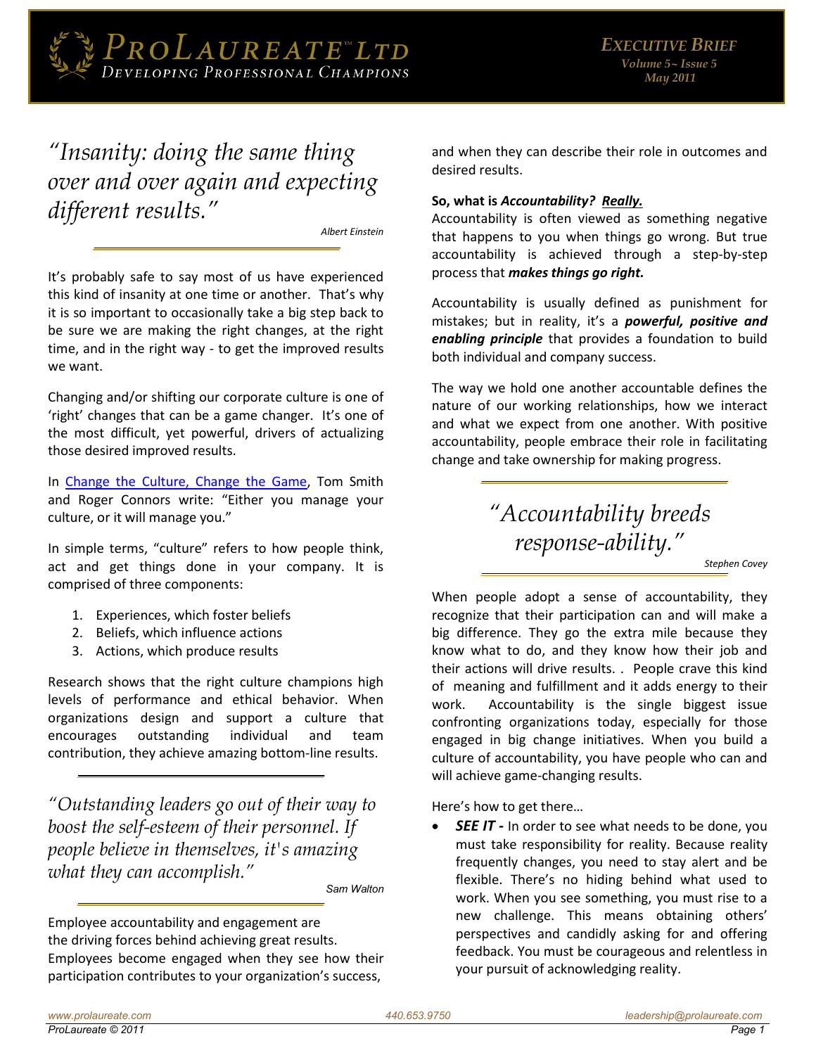PROLAUREATE™ LTD
DEVELOPING PROFESSIONAL CHAMPIONS

**EXECUTIVE BRIEF**
*Volume 5~ Issue 5*
*May 2011*

*"Insanity: doing the same thing over and over again and expecting different results."*

*Albert Einstein*

It's probably safe to say most of us have experienced this kind of insanity at one time or another. That's why it is so important to occasionally take a big step back to be sure we are making the right changes, at the right time, and in the right way - to get the improved results we want.

Changing and/or shifting our corporate culture is one of 'right' changes that can be a game changer. It's one of the most difficult, yet powerful, drivers of actualizing those desired improved results.

In Change the Culture, Change the Game, Tom Smith and Roger Connors write: "Either you manage your culture, or it will manage you."

In simple terms, "culture" refers to how people think, act and get things done in your company. It is comprised of three components:

1. Experiences, which foster beliefs
2. Beliefs, which influence actions
3. Actions, which produce results

Research shows that the right culture champions high levels of performance and ethical behavior. When organizations design and support a culture that encourages outstanding individual and team contribution, they achieve amazing bottom-line results.

*"Outstanding leaders go out of their way to boost the self-esteem of their personnel. If people believe in themselves, it's amazing what they can accomplish."*

*Sam Walton*

Employee accountability and engagement are the driving forces behind achieving great results. Employees become engaged when they see how their participation contributes to your organization's success, and when they can describe their role in outcomes and desired results.

**So, what is *Accountability? Really.***

Accountability is often viewed as something negative that happens to you when things go wrong. But true accountability is achieved through a step-by-step process that ***makes things go right.***

Accountability is usually defined as punishment for mistakes; but in reality, it's a ***powerful, positive and enabling principle*** that provides a foundation to build both individual and company success.

The way we hold one another accountable defines the nature of our working relationships, how we interact and what we expect from one another. With positive accountability, people embrace their role in facilitating change and take ownership for making progress.

*"Accountability breeds response-ability."*

*Stephen Covey*

When people adopt a sense of accountability, they recognize that their participation can and will make a big difference. They go the extra mile because they know what to do, and they know how their job and their actions will drive results. . People crave this kind of meaning and fulfillment and it adds energy to their work. Accountability is the single biggest issue confronting organizations today, especially for those engaged in big change initiatives. When you build a culture of accountability, you have people who can and will achieve game-changing results.

Here's how to get there…

- ***SEE IT -*** In order to see what needs to be done, you must take responsibility for reality. Because reality frequently changes, you need to stay alert and be flexible. There's no hiding behind what used to work. When you see something, you must rise to a new challenge. This means obtaining others' perspectives and candidly asking for and offering feedback. You must be courageous and relentless in your pursuit of acknowledging reality.

www.prolaureate.com 440.653.9750 leadership@prolaureate.com
ProLaureate © 2011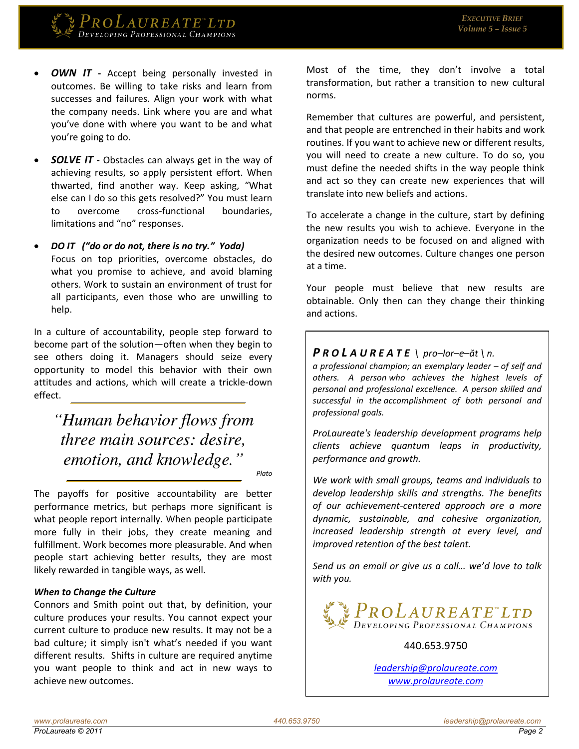- ***OWN IT*** **-** Accept being personally invested in outcomes. Be willing to take risks and learn from successes and failures. Align your work with what the company needs. Link where you are and what you've done with where you want to be and what you're going to do.

- ***SOLVE IT*** **-** Obstacles can always get in the way of achieving results, so apply persistent effort. When thwarted, find another way. Keep asking, "What else can I do so this gets resolved?" You must learn to overcome cross-functional boundaries, limitations and "no" responses.

- ***DO IT (“do or do not, there is no try.” Yoda)***
  Focus on top priorities, overcome obstacles, do what you promise to achieve, and avoid blaming others. Work to sustain an environment of trust for all participants, even those who are unwilling to help.

In a culture of accountability, people step forward to become part of the solution—often when they begin to see others doing it. Managers should seize every opportunity to model this behavior with their own attitudes and actions, which will create a trickle-down effect.

> *“Human behavior flows from three main sources: desire, emotion, and knowledge.”*
>
> *Plato*

The payoffs for positive accountability are better performance metrics, but perhaps more significant is what people report internally. When people participate more fully in their jobs, they create meaning and fulfillment. Work becomes more pleasurable. And when people start achieving better results, they are most likely rewarded in tangible ways, as well.

***When to Change the Culture***

Connors and Smith point out that, by definition, your culture produces your results. You cannot expect your current culture to produce new results. It may not be a bad culture; it simply isn't what's needed if you want different results. Shifts in culture are required anytime you want people to think and act in new ways to achieve new outcomes. Most of the time, they don't involve a total transformation, but rather a transition to new cultural norms.

Remember that cultures are powerful, and persistent, and that people are entrenched in their habits and work routines. If you want to achieve new or different results, you will need to create a new culture. To do so, you must define the needed shifts in the way people think and act so they can create new experiences that will translate into new beliefs and actions.

To accelerate a change in the culture, start by defining the new results you wish to achieve. Everyone in the organization needs to be focused on and aligned with the desired new outcomes. Culture changes one person at a time.

Your people must believe that new results are obtainable. Only then can they change their thinking and actions.

***PROLAUREATE*** *\ pro–lor–e–ăt \ n.*
*a professional champion; an exemplary leader – of self and others. A person who achieves the highest levels of personal and professional excellence. A person skilled and successful in the accomplishment of both personal and professional goals.*

*ProLaureate's leadership development programs help clients achieve quantum leaps in productivity, performance and growth.*

*We work with small groups, teams and individuals to develop leadership skills and strengths. The benefits of our achievement-centered approach are a more dynamic, sustainable, and cohesive organization, increased leadership strength at every level, and improved retention of the best talent.*

*Send us an email or give us a call… we'd love to talk with you.*

ProLaureate™ Ltd
Developing Professional Champions

440.653.9750

*leadership@prolaureate.com*
*www.prolaureate.com*

ProLaureate © 2011